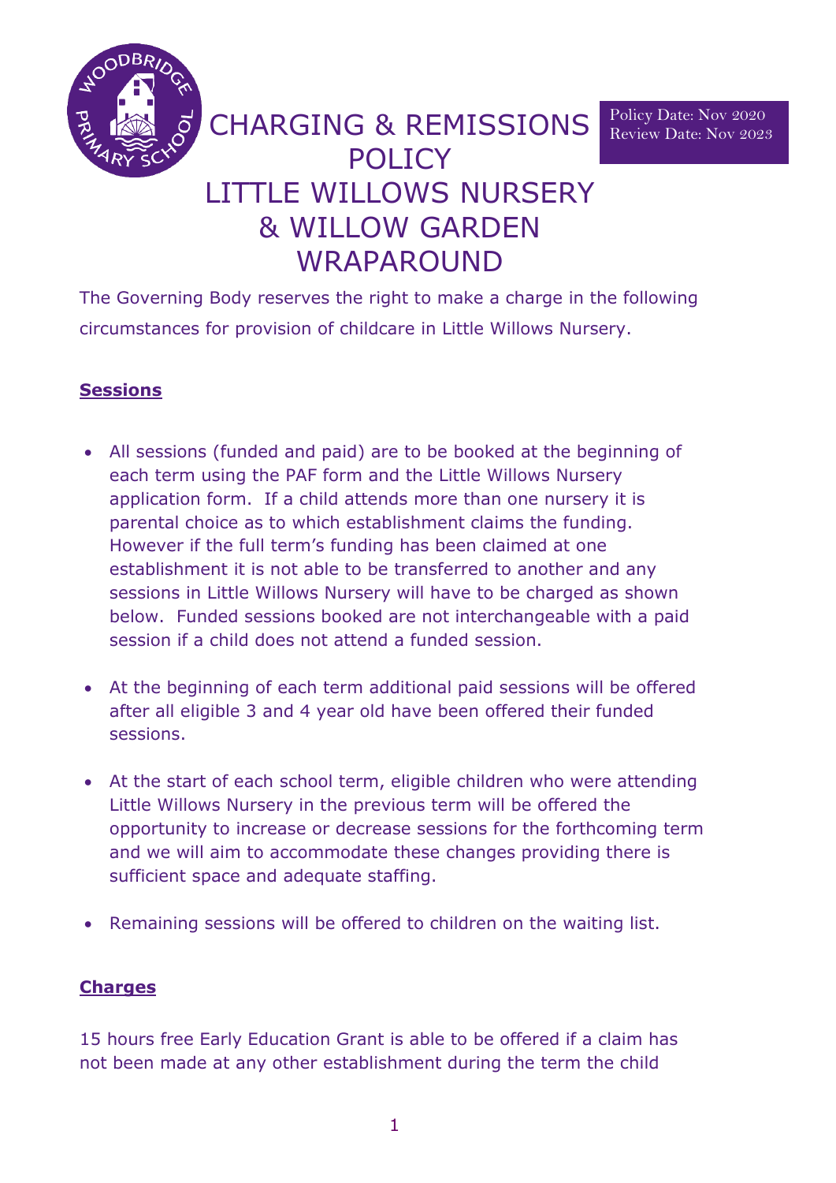# CHARGING & REMISSIONS POLICY LITTLE WILLOWS NURSERY & WILLOW GARDEN WRAPAROUND

Policy Date: Nov 2020
Review Date: Nov 2023

The Governing Body reserves the right to make a charge in the following circumstances for provision of childcare in Little Willows Nursery.

## Sessions

- All sessions (funded and paid) are to be booked at the beginning of each term using the PAF form and the Little Willows Nursery application form. If a child attends more than one nursery it is parental choice as to which establishment claims the funding. However if the full term's funding has been claimed at one establishment it is not able to be transferred to another and any sessions in Little Willows Nursery will have to be charged as shown below. Funded sessions booked are not interchangeable with a paid session if a child does not attend a funded session.
- At the beginning of each term additional paid sessions will be offered after all eligible 3 and 4 year old have been offered their funded sessions.
- At the start of each school term, eligible children who were attending Little Willows Nursery in the previous term will be offered the opportunity to increase or decrease sessions for the forthcoming term and we will aim to accommodate these changes providing there is sufficient space and adequate staffing.
- Remaining sessions will be offered to children on the waiting list.

## Charges

15 hours free Early Education Grant is able to be offered if a claim has not been made at any other establishment during the term the child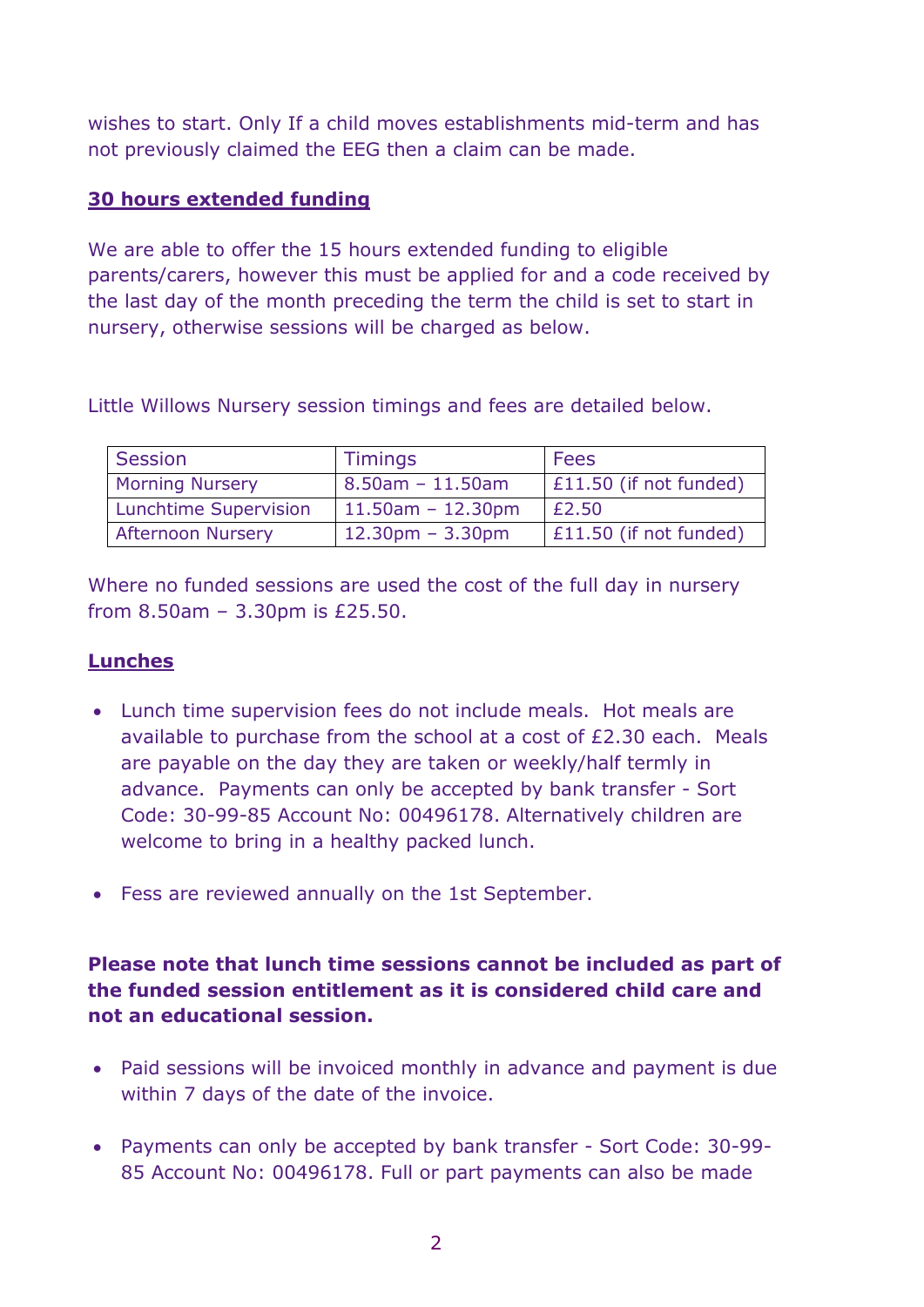wishes to start. Only If a child moves establishments mid-term and has not previously claimed the EEG then a claim can be made.

## 30 hours extended funding

We are able to offer the 15 hours extended funding to eligible parents/carers, however this must be applied for and a code received by the last day of the month preceding the term the child is set to start in nursery, otherwise sessions will be charged as below.

Little Willows Nursery session timings and fees are detailed below.

| Session | Timings | Fees |
|---|---|---|
| Morning Nursery | 8.50am – 11.50am | £11.50 (if not funded) |
| Lunchtime Supervision | 11.50am – 12.30pm | £2.50 |
| Afternoon Nursery | 12.30pm – 3.30pm | £11.50 (if not funded) |

Where no funded sessions are used the cost of the full day in nursery from 8.50am – 3.30pm is £25.50.

## Lunches

- Lunch time supervision fees do not include meals. Hot meals are available to purchase from the school at a cost of £2.30 each. Meals are payable on the day they are taken or weekly/half termly in advance. Payments can only be accepted by bank transfer - Sort Code: 30-99-85 Account No: 00496178. Alternatively children are welcome to bring in a healthy packed lunch.

- Fess are reviewed annually on the 1st September.

**Please note that lunch time sessions cannot be included as part of the funded session entitlement as it is considered child care and not an educational session.**

- Paid sessions will be invoiced monthly in advance and payment is due within 7 days of the date of the invoice.

- Payments can only be accepted by bank transfer - Sort Code: 30-99-85 Account No: 00496178. Full or part payments can also be made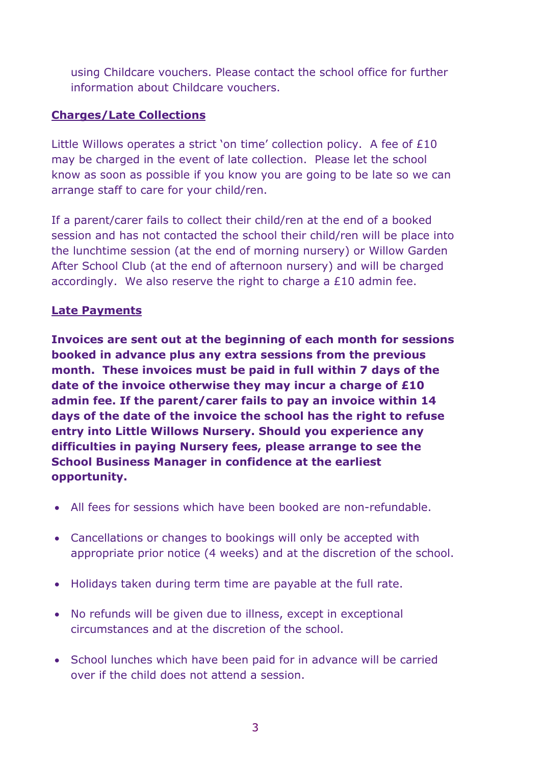using Childcare vouchers. Please contact the school office for further information about Childcare vouchers.

## Charges/Late Collections

Little Willows operates a strict 'on time' collection policy. A fee of £10 may be charged in the event of late collection. Please let the school know as soon as possible if you know you are going to be late so we can arrange staff to care for your child/ren.

If a parent/carer fails to collect their child/ren at the end of a booked session and has not contacted the school their child/ren will be place into the lunchtime session (at the end of morning nursery) or Willow Garden After School Club (at the end of afternoon nursery) and will be charged accordingly. We also reserve the right to charge a £10 admin fee.

## Late Payments

**Invoices are sent out at the beginning of each month for sessions booked in advance plus any extra sessions from the previous month. These invoices must be paid in full within 7 days of the date of the invoice otherwise they may incur a charge of £10 admin fee. If the parent/carer fails to pay an invoice within 14 days of the date of the invoice the school has the right to refuse entry into Little Willows Nursery. Should you experience any difficulties in paying Nursery fees, please arrange to see the School Business Manager in confidence at the earliest opportunity.**

- All fees for sessions which have been booked are non-refundable.
- Cancellations or changes to bookings will only be accepted with appropriate prior notice (4 weeks) and at the discretion of the school.
- Holidays taken during term time are payable at the full rate.
- No refunds will be given due to illness, except in exceptional circumstances and at the discretion of the school.
- School lunches which have been paid for in advance will be carried over if the child does not attend a session.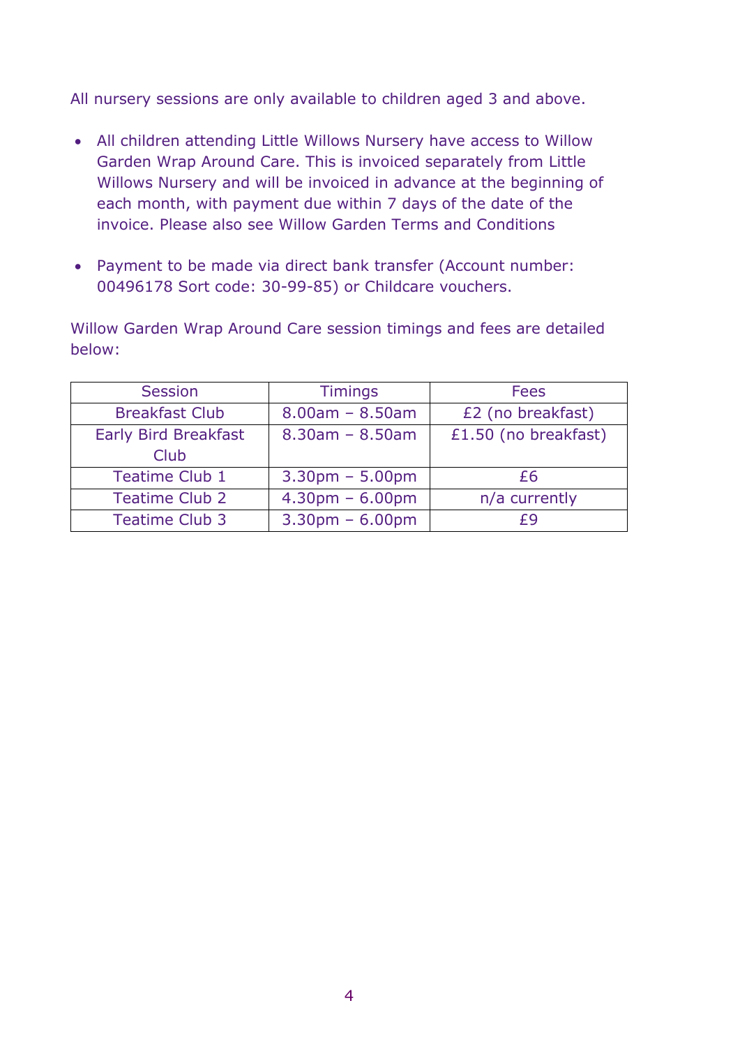All nursery sessions are only available to children aged 3 and above.

- All children attending Little Willows Nursery have access to Willow Garden Wrap Around Care. This is invoiced separately from Little Willows Nursery and will be invoiced in advance at the beginning of each month, with payment due within 7 days of the date of the invoice. Please also see Willow Garden Terms and Conditions

- Payment to be made via direct bank transfer (Account number: 00496178 Sort code: 30-99-85) or Childcare vouchers.

Willow Garden Wrap Around Care session timings and fees are detailed below:

| Session | Timings | Fees |
|---|---|---|
| Breakfast Club | 8.00am – 8.50am | £2 (no breakfast) |
| Early Bird Breakfast Club | 8.30am – 8.50am | £1.50 (no breakfast) |
| Teatime Club 1 | 3.30pm – 5.00pm | £6 |
| Teatime Club 2 | 4.30pm – 6.00pm | n/a currently |
| Teatime Club 3 | 3.30pm – 6.00pm | £9 |